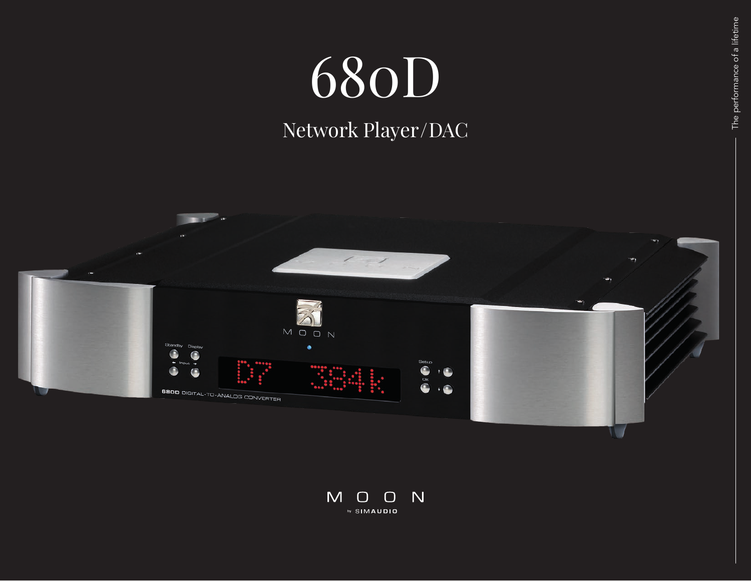# 680D

## Network Player/DAC

The performance of a lifetime

MOON

by SIMAUDIO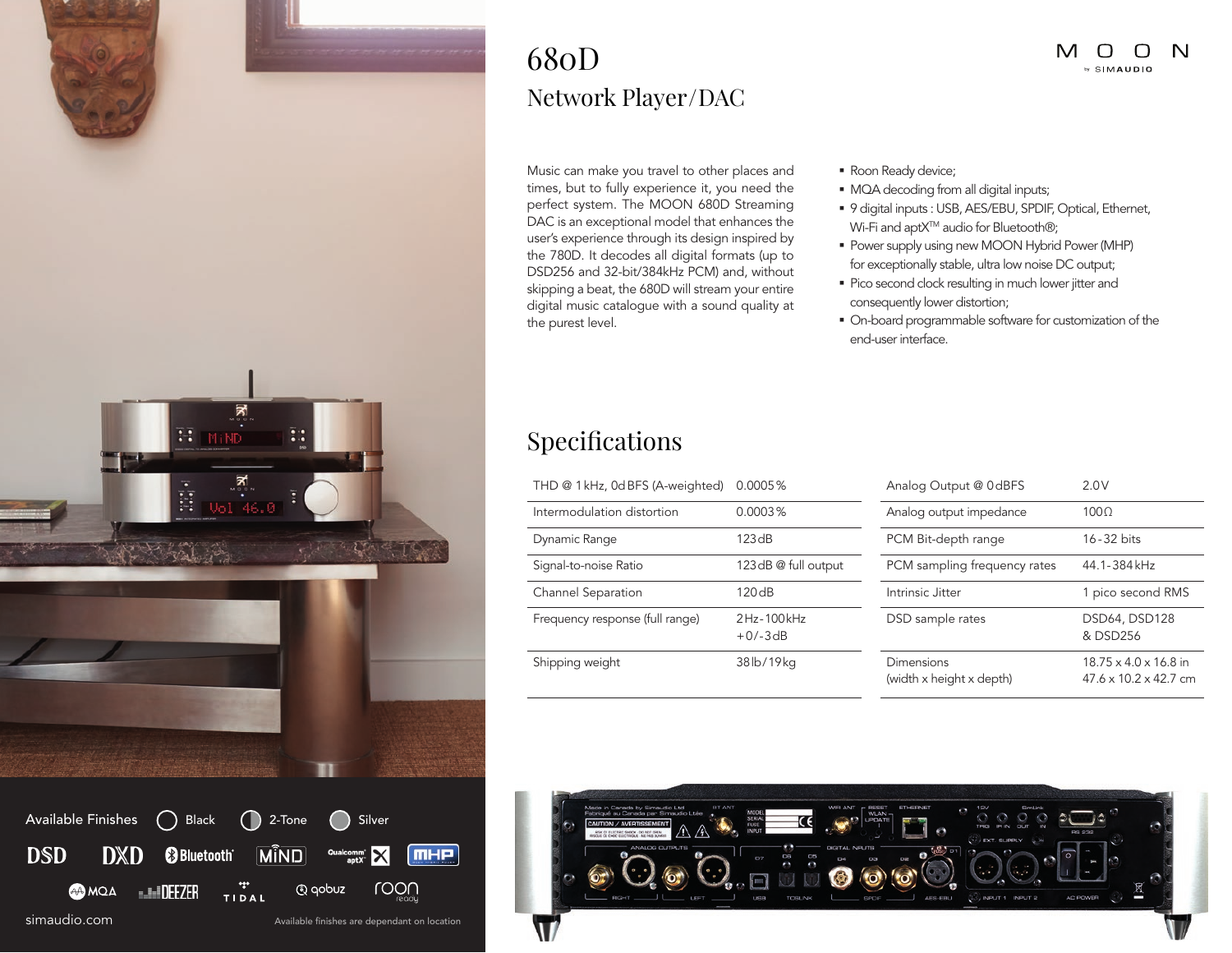# 680D

## Network Player/DAC

MOON by SIMAUDIO

Music can make you travel to other places and times, but to fully experience it, you need the perfect system. The MOON 680D Streaming DAC is an exceptional model that enhances the user's experience through its design inspired by the 780D. It decodes all digital formats (up to DSD256 and 32-bit/384kHz PCM) and, without skipping a beat, the 680D will stream your entire digital music catalogue with a sound quality at the purest level.

- Roon Ready device;
- MQA decoding from all digital inputs;
- 9 digital inputs : USB, AES/EBU, SPDIF, Optical, Ethernet, Wi-Fi and aptX™ audio for Bluetooth®;
- Power supply using new MOON Hybrid Power (MHP) for exceptionally stable, ultra low noise DC output;
- Pico second clock resulting in much lower jitter and consequently lower distortion;
- On-board programmable software for customization of the end-user interface.

## Specifications

| | |
|---|---|
| THD @ 1 kHz, 0d BFS (A-weighted) | 0.0005 % |
| Intermodulation distortion | 0.0003 % |
| Dynamic Range | 123 dB |
| Signal-to-noise Ratio | 123 dB @ full output |
| Channel Separation | 120 dB |
| Frequency response (full range) | 2 Hz - 100 kHz +0/-3 dB |
| Shipping weight | 38 lb / 19 kg |

| | |
|---|---|
| Analog Output @ 0 dBFS | 2.0 V |
| Analog output impedance | 100 Ω |
| PCM Bit-depth range | 16 - 32 bits |
| PCM sampling frequency rates | 44.1 - 384 kHz |
| Intrinsic Jitter | 1 pico second RMS |
| DSD sample rates | DSD64, DSD128 & DSD256 |
| Dimensions (width x height x depth) | 18.75 x 4.0 x 16.8 in<br>47.6 x 10.2 x 42.7 cm |

Available Finishes: Black, 2-Tone, Silver

DSD DXD Bluetooth MiND Qualcomm aptX MHP MQA DEEZER TIDAL qobuz roon ready

simaudio.com

Available finishes are dependant on location